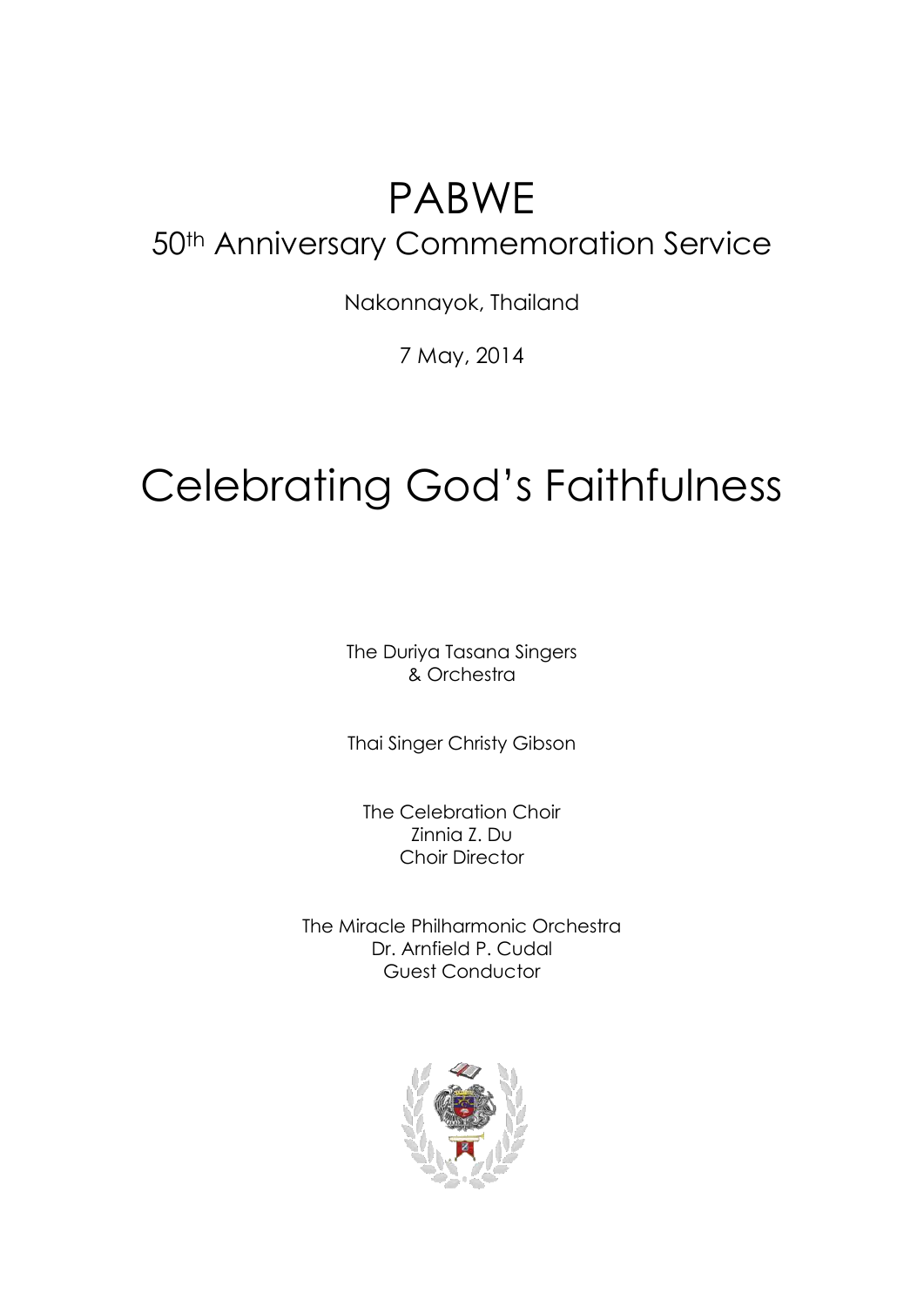# PABWE

## 50th Anniversary Commemoration Service

Nakonnayok, Thailand

7 May, 2014

# Celebrating God's Faithfulness

The Duriya Tasana Singers
& Orchestra

Thai Singer Christy Gibson

The Celebration Choir
Zinnia Z. Du
Choir Director

The Miracle Philharmonic Orchestra
Dr. Arnfield P. Cudal
Guest Conductor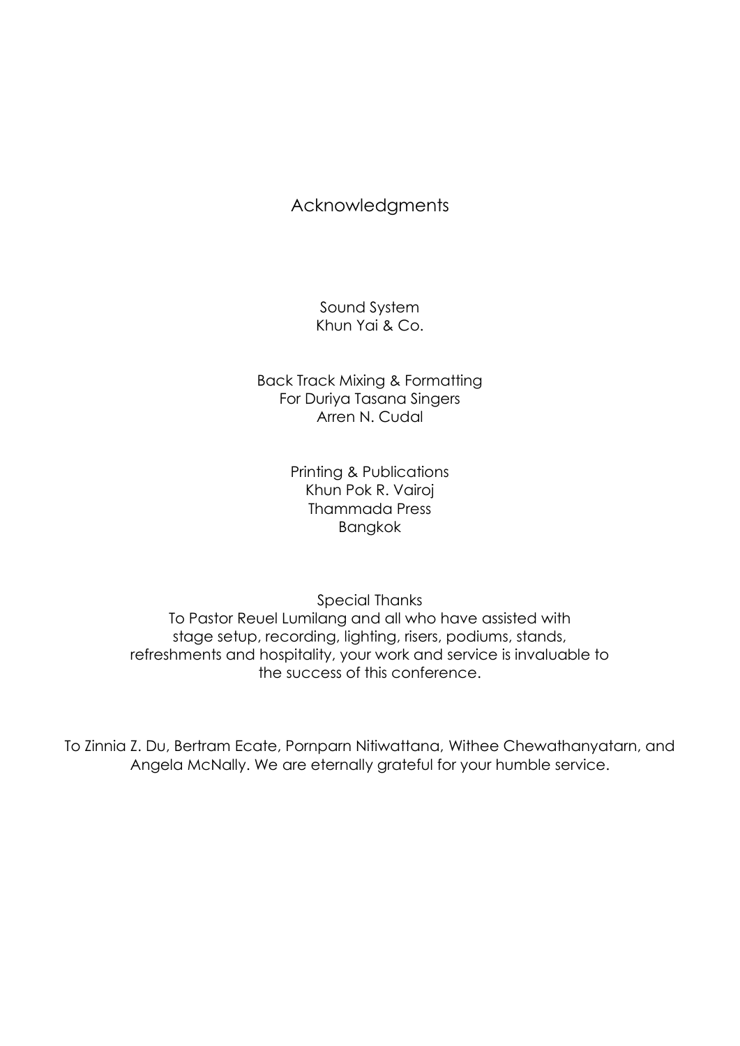# Acknowledgments

Sound System
Khun Yai & Co.

Back Track Mixing & Formatting
For Duriya Tasana Singers
Arren N. Cudal

Printing & Publications
Khun Pok R. Vairoj
Thammada Press
Bangkok

Special Thanks
To Pastor Reuel Lumilang and all who have assisted with stage setup, recording, lighting, risers, podiums, stands, refreshments and hospitality, your work and service is invaluable to the success of this conference.

To Zinnia Z. Du, Bertram Ecate, Pornparn Nitiwattana, Withee Chewathanyatarn, and Angela McNally. We are eternally grateful for your humble service.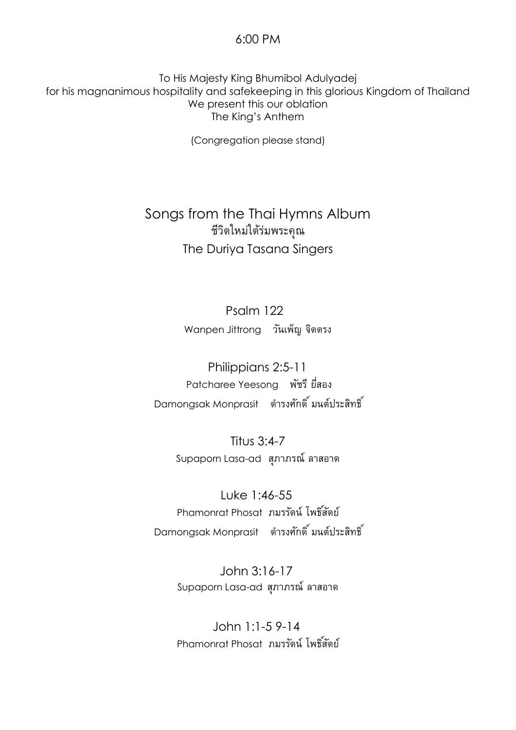6:00 PM

To His Majesty King Bhumibol Adulyadej
for his magnanimous hospitality and safekeeping in this glorious Kingdom of Thailand
We present this our oblation
The King's Anthem

(Congregation please stand)

## Songs from the Thai Hymns Album

ชีวิตใหม่ใต้ร่มพระคุณ

The Duriya Tasana Singers

### Psalm 122

Wanpen Jittrong วันเพ็ญ จิตตรง

### Philippians 2:5-11

Patcharee Yeesong พัชรี ยี่สอง

Damongsak Monprasit ดำรงศักดิ์ มนต์ประสิทธิ์

### Titus 3:4-7

Supaporn Lasa-ad สุภาภรณ์ ลาสอาด

### Luke 1:46-55

Phamonrat Phosat ภมรรัตน์ โพธิ์สัตย์

Damongsak Monprasit ดำรงศักดิ์ มนต์ประสิทธิ์

### John 3:16-17

Supaporn Lasa-ad สุภาภรณ์ ลาสอาด

### John 1:1-5 9-14

Phamonrat Phosat ภมรรัตน์ โพธิ์สัตย์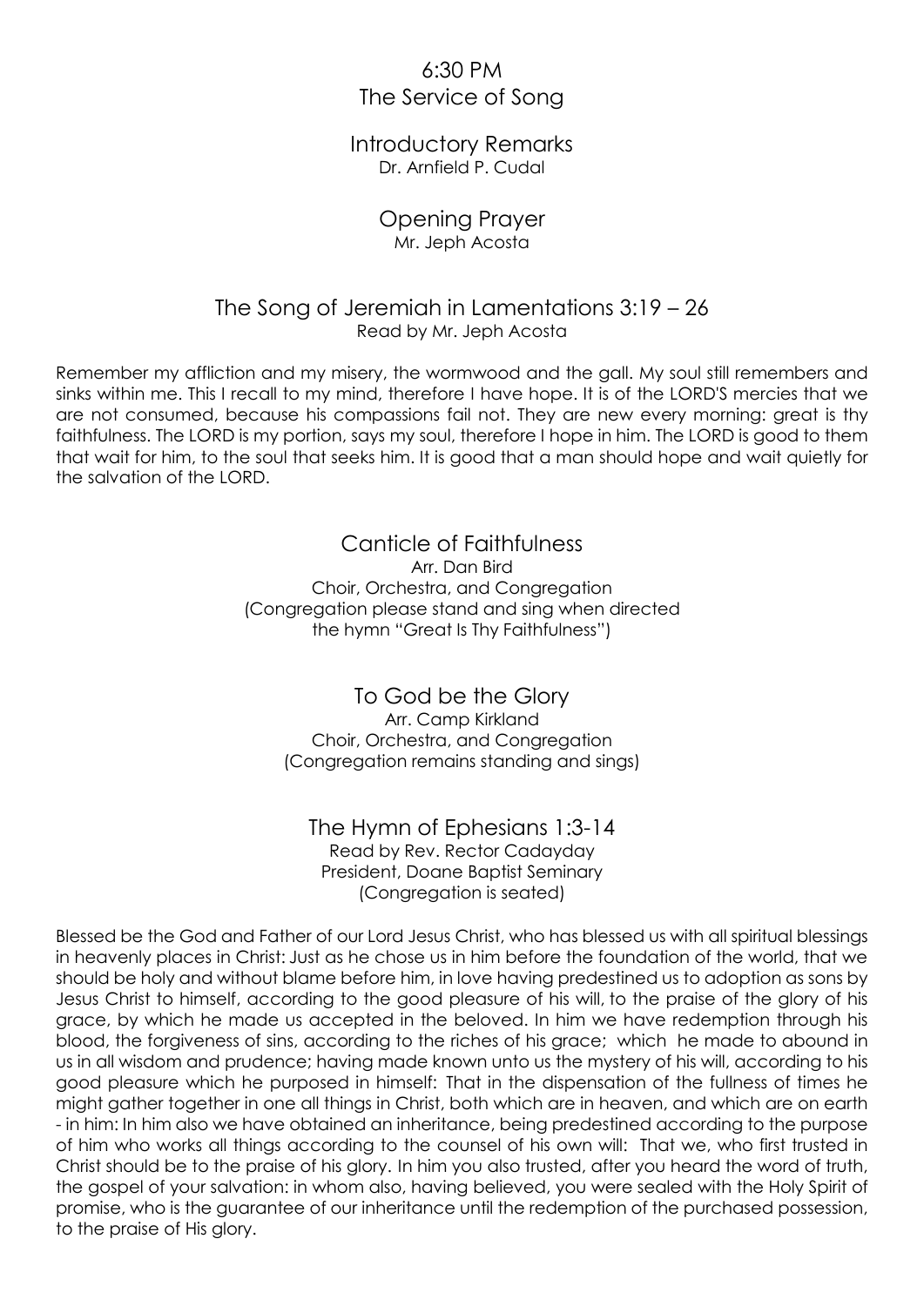## 6:30 PM
## The Service of Song

### Introductory Remarks
Dr. Arnfield P. Cudal

### Opening Prayer
Mr. Jeph Acosta

### The Song of Jeremiah in Lamentations 3:19 – 26
Read by Mr. Jeph Acosta

Remember my affliction and my misery, the wormwood and the gall. My soul still remembers and sinks within me. This I recall to my mind, therefore I have hope. It is of the LORD'S mercies that we are not consumed, because his compassions fail not. They are new every morning: great is thy faithfulness. The LORD is my portion, says my soul, therefore I hope in him. The LORD is good to them that wait for him, to the soul that seeks him. It is good that a man should hope and wait quietly for the salvation of the LORD.

### Canticle of Faithfulness
Arr. Dan Bird
Choir, Orchestra, and Congregation
(Congregation please stand and sing when directed the hymn "Great Is Thy Faithfulness")

### To God be the Glory
Arr. Camp Kirkland
Choir, Orchestra, and Congregation
(Congregation remains standing and sings)

### The Hymn of Ephesians 1:3-14
Read by Rev. Rector Cadayday
President, Doane Baptist Seminary
(Congregation is seated)

Blessed be the God and Father of our Lord Jesus Christ, who has blessed us with all spiritual blessings in heavenly places in Christ: Just as he chose us in him before the foundation of the world, that we should be holy and without blame before him, in love having predestined us to adoption as sons by Jesus Christ to himself, according to the good pleasure of his will, to the praise of the glory of his grace, by which he made us accepted in the beloved. In him we have redemption through his blood, the forgiveness of sins, according to the riches of his grace; which he made to abound in us in all wisdom and prudence; having made known unto us the mystery of his will, according to his good pleasure which he purposed in himself: That in the dispensation of the fullness of times he might gather together in one all things in Christ, both which are in heaven, and which are on earth - in him: In him also we have obtained an inheritance, being predestined according to the purpose of him who works all things according to the counsel of his own will: That we, who first trusted in Christ should be to the praise of his glory. In him you also trusted, after you heard the word of truth, the gospel of your salvation: in whom also, having believed, you were sealed with the Holy Spirit of promise, who is the guarantee of our inheritance until the redemption of the purchased possession, to the praise of His glory.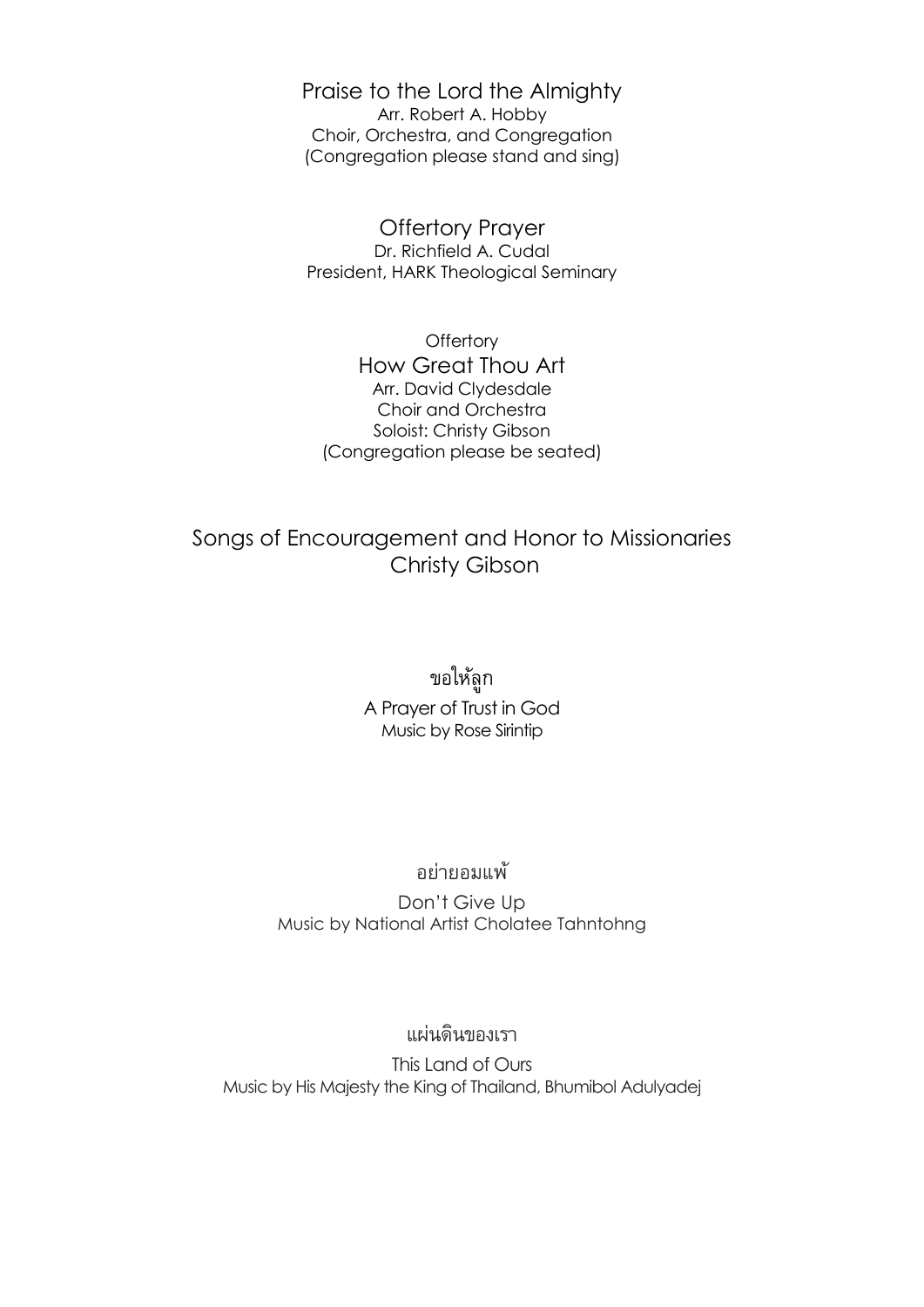## Praise to the Lord the Almighty

Arr. Robert A. Hobby
Choir, Orchestra, and Congregation
(Congregation please stand and sing)

## Offertory Prayer

Dr. Richfield A. Cudal
President, HARK Theological Seminary

Offertory

## How Great Thou Art

Arr. David Clydesdale
Choir and Orchestra
Soloist: Christy Gibson
(Congregation please be seated)

# Songs of Encouragement and Honor to Missionaries
# Christy Gibson

### ขอให้ลูก

A Prayer of Trust in God
Music by Rose Sirintip

### อย่ายอมแพ้

Don't Give Up
Music by National Artist Cholatee Tahntohng

### แผ่นดินของเรา

This Land of Ours
Music by His Majesty the King of Thailand, Bhumibol Adulyadej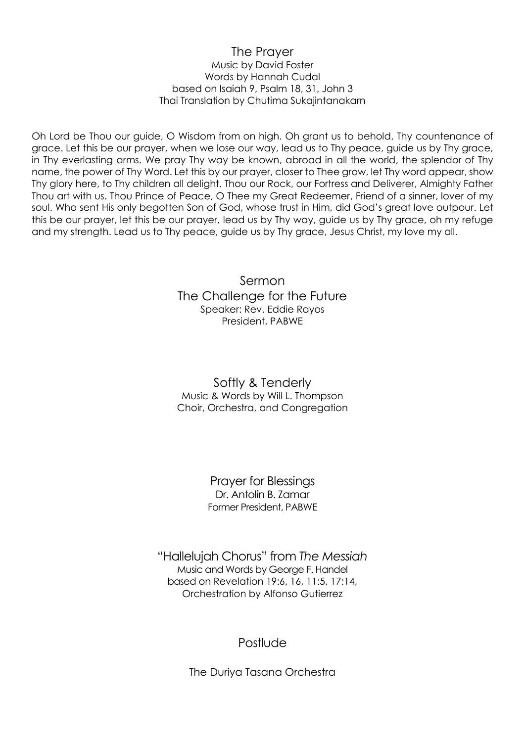## The Prayer

Music by David Foster
Words by Hannah Cudal
based on Isaiah 9, Psalm 18, 31, John 3
Thai Translation by Chutima Sukajintanakarn

Oh Lord be Thou our guide, O Wisdom from on high. Oh grant us to behold, Thy countenance of grace. Let this be our prayer, when we lose our way, lead us to Thy peace, guide us by Thy grace, in Thy everlasting arms. We pray Thy way be known, abroad in all the world, the splendor of Thy name, the power of Thy Word. Let this by our prayer, closer to Thee grow, let Thy word appear, show Thy glory here, to Thy children all delight. Thou our Rock, our Fortress and Deliverer, Almighty Father Thou art with us. Thou Prince of Peace, O Thee my Great Redeemer, Friend of a sinner, lover of my soul. Who sent His only begotten Son of God, whose trust in Him, did God's great love outpour. Let this be our prayer, let this be our prayer, lead us by Thy way, guide us by Thy grace, oh my refuge and my strength. Lead us to Thy peace, guide us by Thy grace, Jesus Christ, my love my all.

## Sermon

### The Challenge for the Future

Speaker: Rev. Eddie Rayos
President, PABWE

## Softly & Tenderly

Music & Words by Will L. Thompson
Choir, Orchestra, and Congregation

## Prayer for Blessings

Dr. Antolin B. Zamar
Former President, PABWE

## "Hallelujah Chorus" from *The Messiah*

Music and Words by George F. Handel
based on Revelation 19:6, 16, 11:5, 17:14,
Orchestration by Alfonso Gutierrez

## Postlude

The Duriya Tasana Orchestra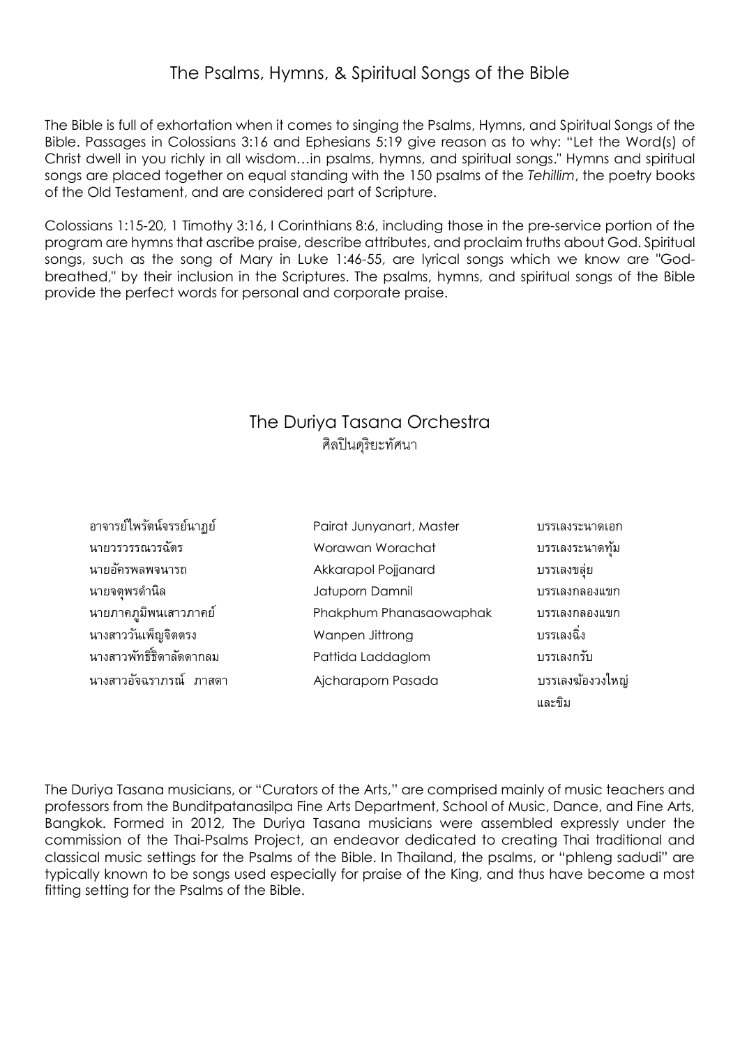# The Psalms, Hymns, & Spiritual Songs of the Bible

The Bible is full of exhortation when it comes to singing the Psalms, Hymns, and Spiritual Songs of the Bible. Passages in Colossians 3:16 and Ephesians 5:19 give reason as to why: "Let the Word(s) of Christ dwell in you richly in all wisdom…in psalms, hymns, and spiritual songs." Hymns and spiritual songs are placed together on equal standing with the 150 psalms of the *Tehillim*, the poetry books of the Old Testament, and are considered part of Scripture.

Colossians 1:15-20, 1 Timothy 3:16, I Corinthians 8:6, including those in the pre-service portion of the program are hymns that ascribe praise, describe attributes, and proclaim truths about God. Spiritual songs, such as the song of Mary in Luke 1:46-55, are lyrical songs which we know are "God-breathed," by their inclusion in the Scriptures. The psalms, hymns, and spiritual songs of the Bible provide the perfect words for personal and corporate praise.

## The Duriya Tasana Orchestra

ศิลปินดุริยะทัศนา

| | | |
|---|---|---|
| อาจารย์ไพรัตน์จรรย์นาฏย์ | Pairat Junyanart, Master | บรรเลงระนาดเอก |
| นายวรวรรณวรฉัตร | Worawan Worachat | บรรเลงระนาดทุ้ม |
| นายอัครพลพจนารถ | Akkarapol Pojjanard | บรรเลงขลุ่ย |
| นายจตุพรดำนิล | Jatuporn Damnil | บรรเลงกลองแขก |
| นายภาคภูมิพนเสาวภาคย์ | Phakphum Phanasaowaphak | บรรเลงกลองแขก |
| นางสาววันเพ็ญจิตตรง | Wanpen Jittrong | บรรเลงฉิ่ง |
| นางสาวพัทธิ์ธิดาลัดดากลม | Pattida Laddaglom | บรรเลงกรับ |
| นางสาวอัจฉราภรณ์ ภาสดา | Ajcharaporn Pasada | บรรเลงฆ้องวงใหญ่ และขิม |

The Duriya Tasana musicians, or "Curators of the Arts," are comprised mainly of music teachers and professors from the Bunditpatanasilpa Fine Arts Department, School of Music, Dance, and Fine Arts, Bangkok. Formed in 2012, The Duriya Tasana musicians were assembled expressly under the commission of the Thai-Psalms Project, an endeavor dedicated to creating Thai traditional and classical music settings for the Psalms of the Bible. In Thailand, the psalms, or "phleng sadudi" are typically known to be songs used especially for praise of the King, and thus have become a most fitting setting for the Psalms of the Bible.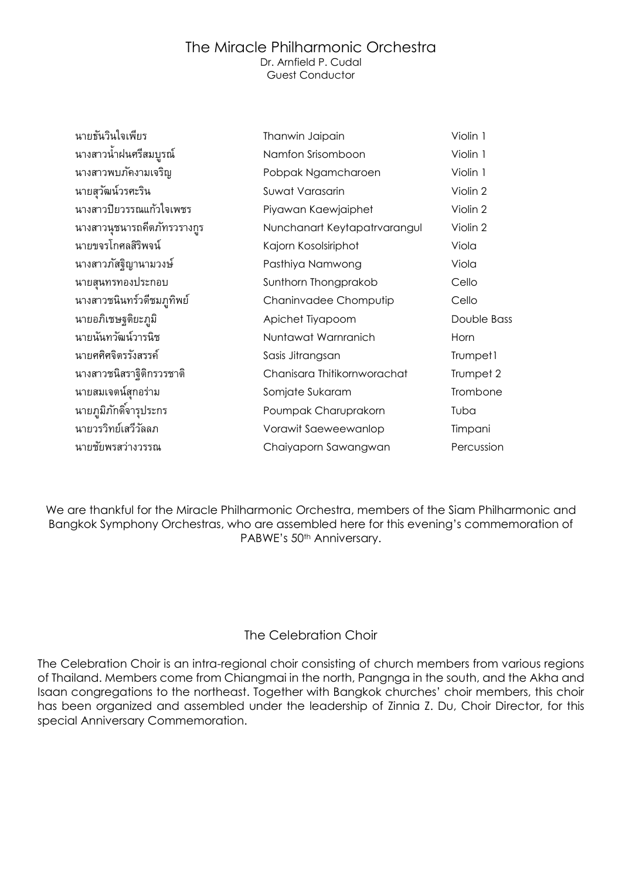# The Miracle Philharmonic Orchestra

Dr. Arnfield P. Cudal
Guest Conductor

| | | |
|---|---|---|
| นายธันวินใจเพียร | Thanwin Jaipain | Violin 1 |
| นางสาวน้ำฝนศรีสมบูรณ์ | Namfon Srisomboon | Violin 1 |
| นางสาวพบภัคงามเจริญ | Pobpak Ngamcharoen | Violin 1 |
| นายสุวัฒน์วรศะริน | Suwat Varasarin | Violin 2 |
| นางสาวปิยวรรณแก้วใจเพชร | Piyawan Kaewjaiphet | Violin 2 |
| นางสาวนุชนารถคีตภัทรวรางกูร | Nunchanart Keytapatrvarangul | Violin 2 |
| นายขจรโกศลสิริพจน์ | Kajorn Kosolsiriphot | Viola |
| นางสาวภัสฐิญานามวงษ์ | Pasthiya Namwong | Viola |
| นายสุนทรทองประกอบ | Sunthorn Thongprakob | Cello |
| นางสาวชนินทร์วดีชมภูทิพย์ | Chaninvadee Chomputip | Cello |
| นายอภิเชษฐติยะภูมิ | Apichet Tiyapoom | Double Bass |
| นายนันทวัฒน์วารนิช | Nuntawat Warnranich | Horn |
| นายศศิศจิตรรังสรรค์ | Sasis Jitrangsan | Trumpet1 |
| นางสาวชนิสราฐิติกรวรชาติ | Chanisara Thitikornworachat | Trumpet 2 |
| นายสมเจตน์สุกอร่าม | Somjate Sukaram | Trombone |
| นายภูมิภักดิ์จารุประกร | Poumpak Charuprakorn | Tuba |
| นายวรวิทย์เสวีวัลลภ | Vorawit Saeweewanlop | Timpani |
| นายชัยพรสว่างวรรณ | Chaiyaporn Sawangwan | Percussion |

We are thankful for the Miracle Philharmonic Orchestra, members of the Siam Philharmonic and Bangkok Symphony Orchestras, who are assembled here for this evening's commemoration of PABWE's 50th Anniversary.

## The Celebration Choir

The Celebration Choir is an intra-regional choir consisting of church members from various regions of Thailand. Members come from Chiangmai in the north, Pangnga in the south, and the Akha and Isaan congregations to the northeast. Together with Bangkok churches' choir members, this choir has been organized and assembled under the leadership of Zinnia Z. Du, Choir Director, for this special Anniversary Commemoration.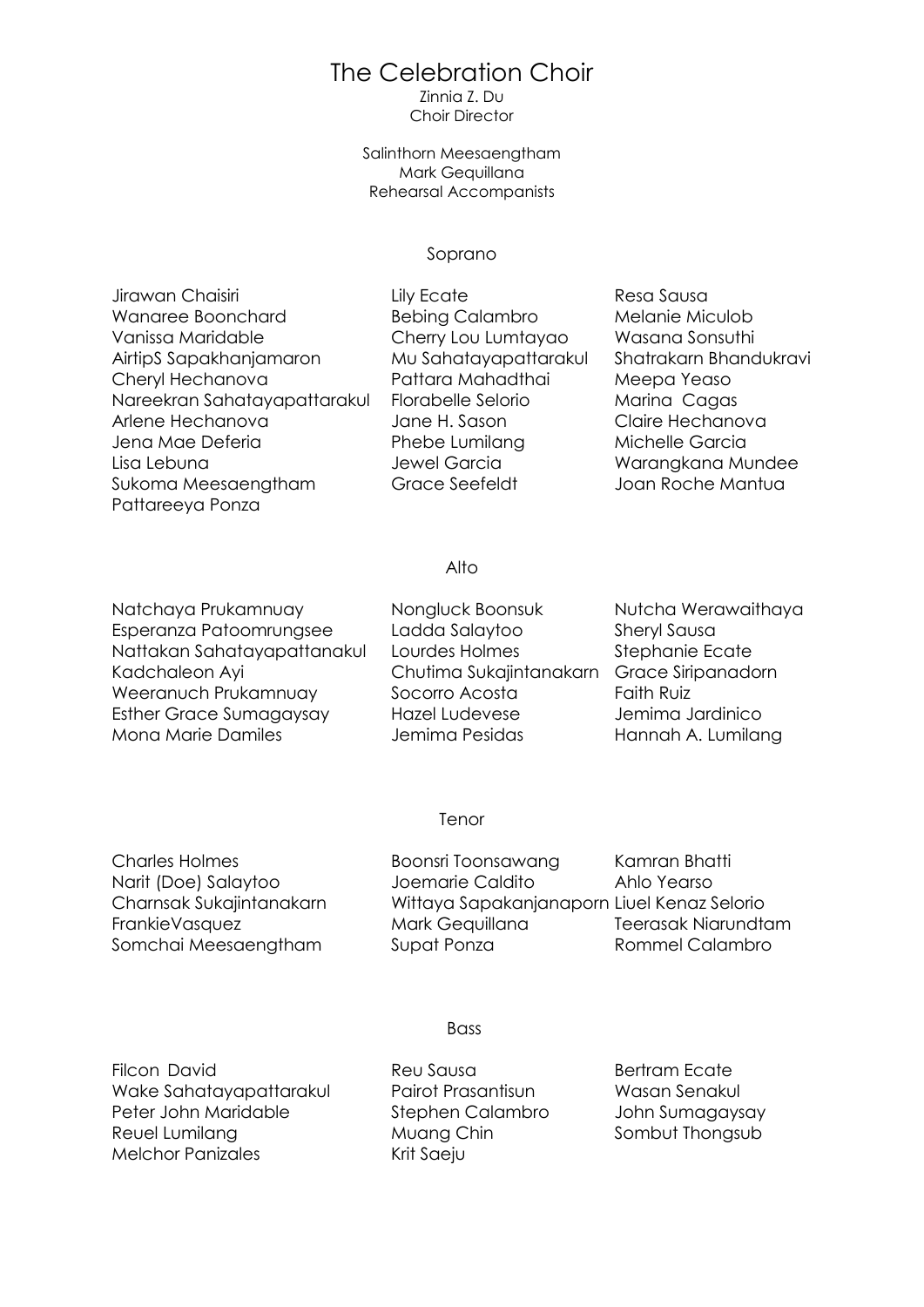# The Celebration Choir

Zinnia Z. Du
Choir Director

Salinthorn Meesaengtham
Mark Gequillana
Rehearsal Accompanists

## Soprano

Jirawan Chaisiri
Wanaree Boonchard
Vanissa Maridable
AirtipS Sapakhanjamaron
Cheryl Hechanova
Nareekran Sahatayapattarakul
Arlene Hechanova
Jena Mae Deferia
Lisa Lebuna
Sukoma Meesaengtham
Pattareeya Ponza
Lily Ecate
Bebing Calambro
Cherry Lou Lumtayao
Mu Sahatayapattarakul
Pattara Mahadthai
Florabelle Selorio
Jane H. Sason
Phebe Lumilang
Jewel Garcia
Grace Seefeldt
Resa Sausa
Melanie Miculob
Wasana Sonsuthi
Shatrakarn Bhandukravi
Meepa Yeaso
Marina Cagas
Claire Hechanova
Michelle Garcia
Warangkana Mundee
Joan Roche Mantua

## Alto

Natchaya Prukamnuay
Esperanza Patoomrungsee
Nattakan Sahatayapattanakul
Kadchaleon Ayi
Weeranuch Prukamnuay
Esther Grace Sumagaysay
Mona Marie Damiles
Nongluck Boonsuk
Ladda Salaytoo
Lourdes Holmes
Chutima Sukajintanakarn
Socorro Acosta
Hazel Ludevese
Jemima Pesidas
Nutcha Werawaithaya
Sheryl Sausa
Stephanie Ecate
Grace Siripanadorn
Faith Ruiz
Jemima Jardinico
Hannah A. Lumilang

## Tenor

Charles Holmes
Narit (Doe) Salaytoo
Charnsak Sukajintanakarn
FrankieVasquez
Somchai Meesaengtham
Boonsri Toonsawang
Joemarie Caldito
Wittaya Sapakanjanaporn
Mark Gequillana
Supat Ponza
Kamran Bhatti
Ahlo Yearso
Liuel Kenaz Selorio
Teerasak Niarundtam
Rommel Calambro

## Bass

Filcon David
Wake Sahatayapattarakul
Peter John Maridable
Reuel Lumilang
Melchor Panizales
Reu Sausa
Pairot Prasantisun
Stephen Calambro
Muang Chin
Krit Saeju
Bertram Ecate
Wasan Senakul
John Sumagaysay
Sombut Thongsub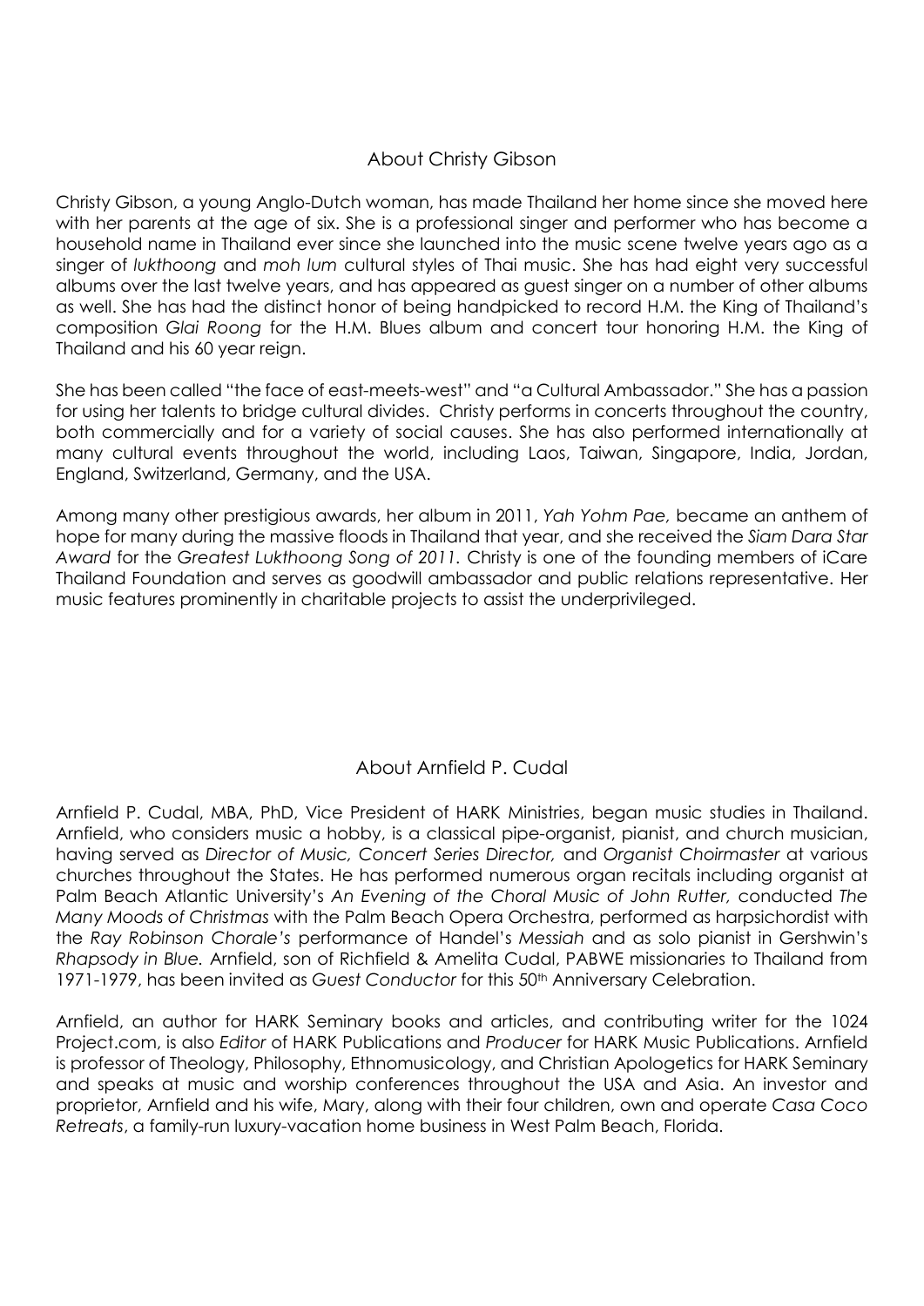## About Christy Gibson

Christy Gibson, a young Anglo-Dutch woman, has made Thailand her home since she moved here with her parents at the age of six. She is a professional singer and performer who has become a household name in Thailand ever since she launched into the music scene twelve years ago as a singer of *lukthoong* and *moh lum* cultural styles of Thai music. She has had eight very successful albums over the last twelve years, and has appeared as guest singer on a number of other albums as well. She has had the distinct honor of being handpicked to record H.M. the King of Thailand's composition *Glai Roong* for the H.M. Blues album and concert tour honoring H.M. the King of Thailand and his 60 year reign.

She has been called "the face of east-meets-west" and "a Cultural Ambassador." She has a passion for using her talents to bridge cultural divides. Christy performs in concerts throughout the country, both commercially and for a variety of social causes. She has also performed internationally at many cultural events throughout the world, including Laos, Taiwan, Singapore, India, Jordan, England, Switzerland, Germany, and the USA.

Among many other prestigious awards, her album in 2011, *Yah Yohm Pae,* became an anthem of hope for many during the massive floods in Thailand that year, and she received the *Siam Dara Star Award* for the *Greatest Lukthoong Song of 2011.* Christy is one of the founding members of iCare Thailand Foundation and serves as goodwill ambassador and public relations representative. Her music features prominently in charitable projects to assist the underprivileged.

## About Arnfield P. Cudal

Arnfield P. Cudal, MBA, PhD, Vice President of HARK Ministries, began music studies in Thailand. Arnfield, who considers music a hobby, is a classical pipe-organist, pianist, and church musician, having served as *Director of Music, Concert Series Director,* and *Organist Choirmaster* at various churches throughout the States. He has performed numerous organ recitals including organist at Palm Beach Atlantic University's *An Evening of the Choral Music of John Rutter,* conducted *The Many Moods of Christmas* with the Palm Beach Opera Orchestra, performed as harpsichordist with the *Ray Robinson Chorale's* performance of Handel's *Messiah* and as solo pianist in Gershwin's *Rhapsody in Blue.* Arnfield, son of Richfield & Amelita Cudal, PABWE missionaries to Thailand from 1971-1979, has been invited as *Guest Conductor* for this 50th Anniversary Celebration.

Arnfield, an author for HARK Seminary books and articles, and contributing writer for the 1024 Project.com, is also *Editor* of HARK Publications and *Producer* for HARK Music Publications. Arnfield is professor of Theology, Philosophy, Ethnomusicology, and Christian Apologetics for HARK Seminary and speaks at music and worship conferences throughout the USA and Asia. An investor and proprietor, Arnfield and his wife, Mary, along with their four children, own and operate *Casa Coco Retreats*, a family-run luxury-vacation home business in West Palm Beach, Florida.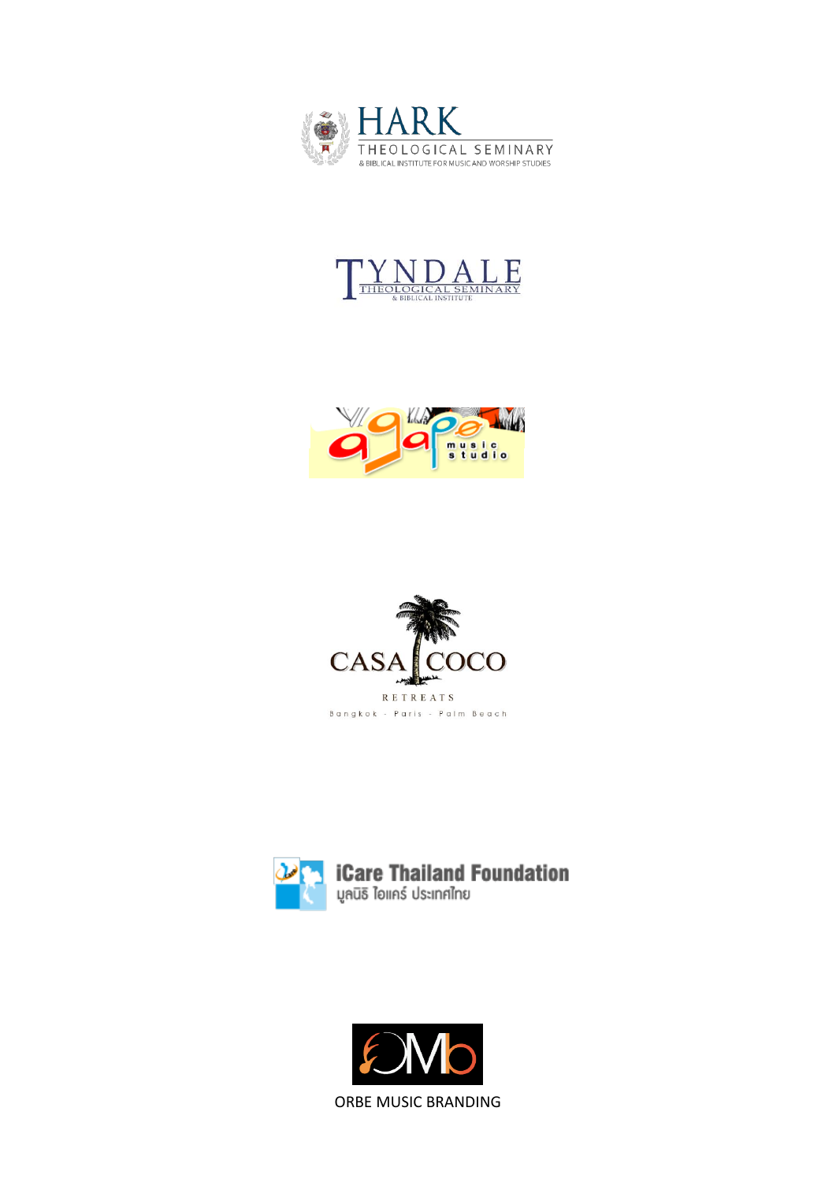HARK
THEOLOGICAL SEMINARY
& BIBLICAL INSTITUTE FOR MUSIC AND WORSHIP STUDIES

TYNDALE
THEOLOGICAL SEMINARY
& BIBLICAL INSTITUTE

agape music studio

CASA COCO
RETREATS
Bangkok - Paris - Palm Beach

iCare Thailand Foundation
มูลนิธิ ไอแคร์ ประเทศไทย

ORBE MUSIC BRANDING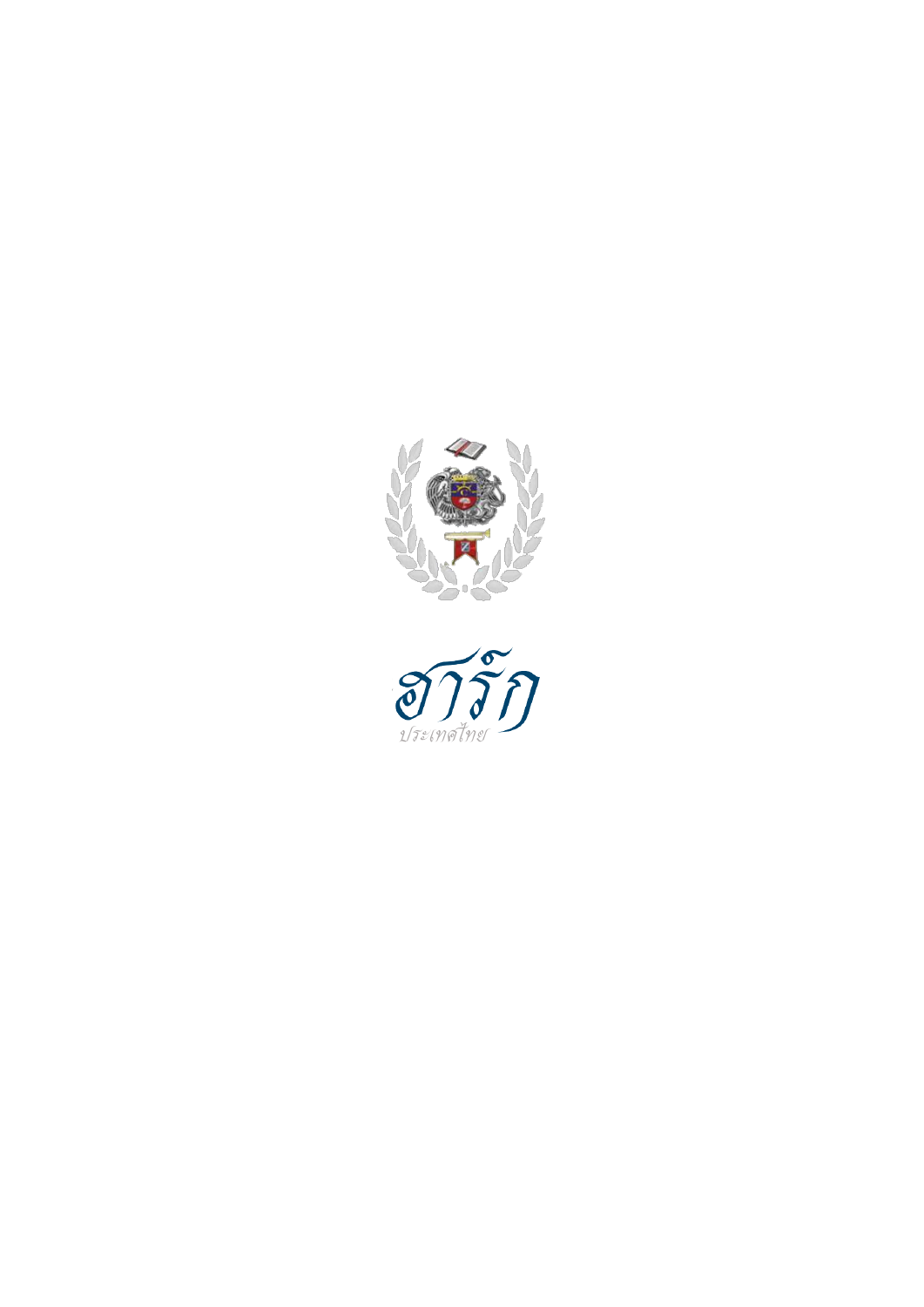อารัก

ประเทศไทย